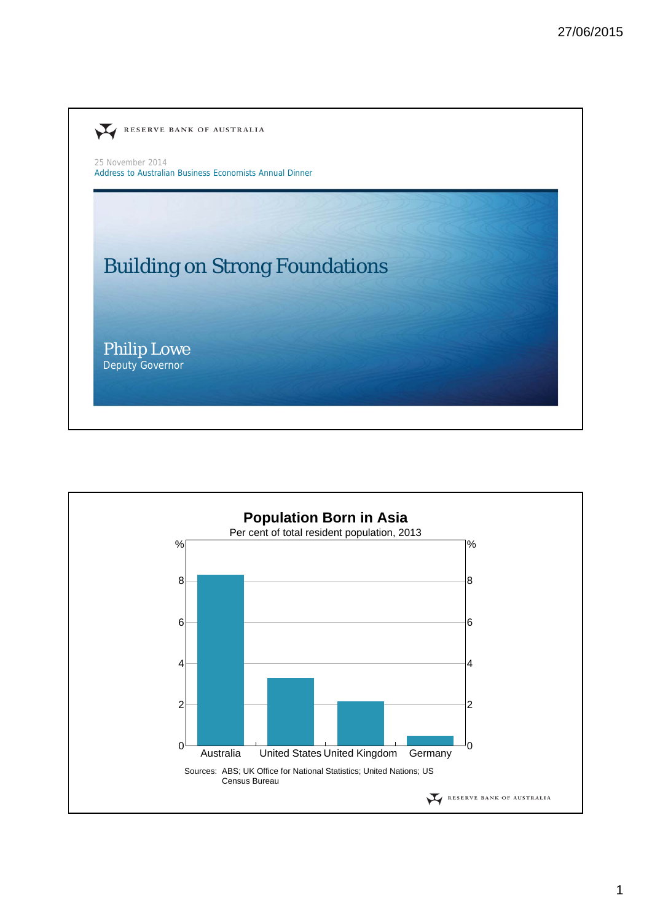RESERVE BANK OF AUSTRALIA

25 November 2014
Address to Australian Business Economists Annual Dinner

# Building on Strong Foundations

Philip Lowe
Deputy Governor

## Population Born in Asia

Per cent of total resident population, 2013

| Country | % |
|---|---|
| Australia | ~8.3 |
| United States | ~3.3 |
| United Kingdom | ~2.2 |
| Germany | ~0.5 |

Sources: ABS; UK Office for National Statistics; United Nations; US Census Bureau

RESERVE BANK OF AUSTRALIA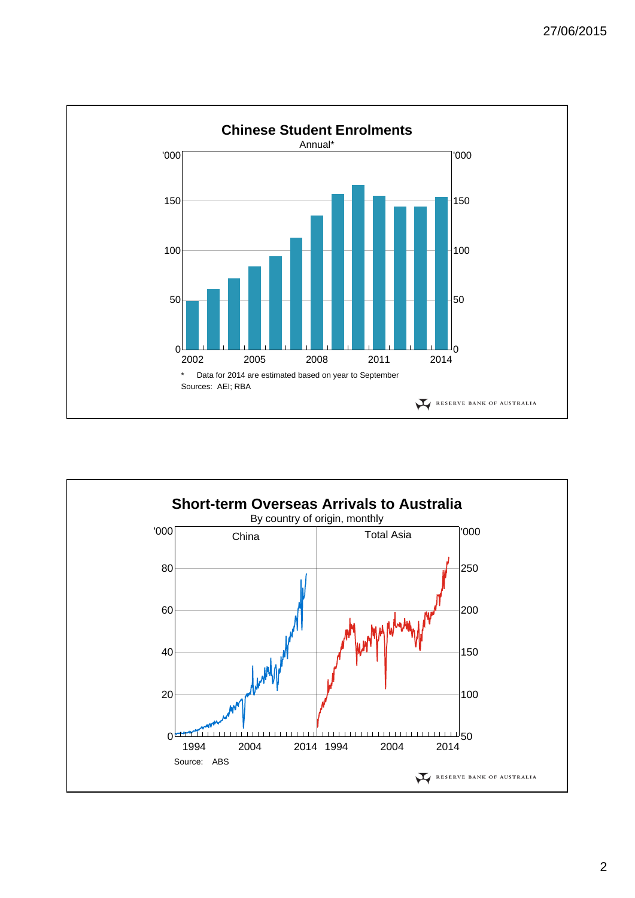## Chinese Student Enrolments

Annual*

'000 | '000

\* Data for 2014 are estimated based on year to September

Sources: AEI; RBA

RESERVE BANK OF AUSTRALIA

## Short-term Overseas Arrivals to Australia

By country of origin, monthly

China | Total Asia

Source: ABS

RESERVE BANK OF AUSTRALIA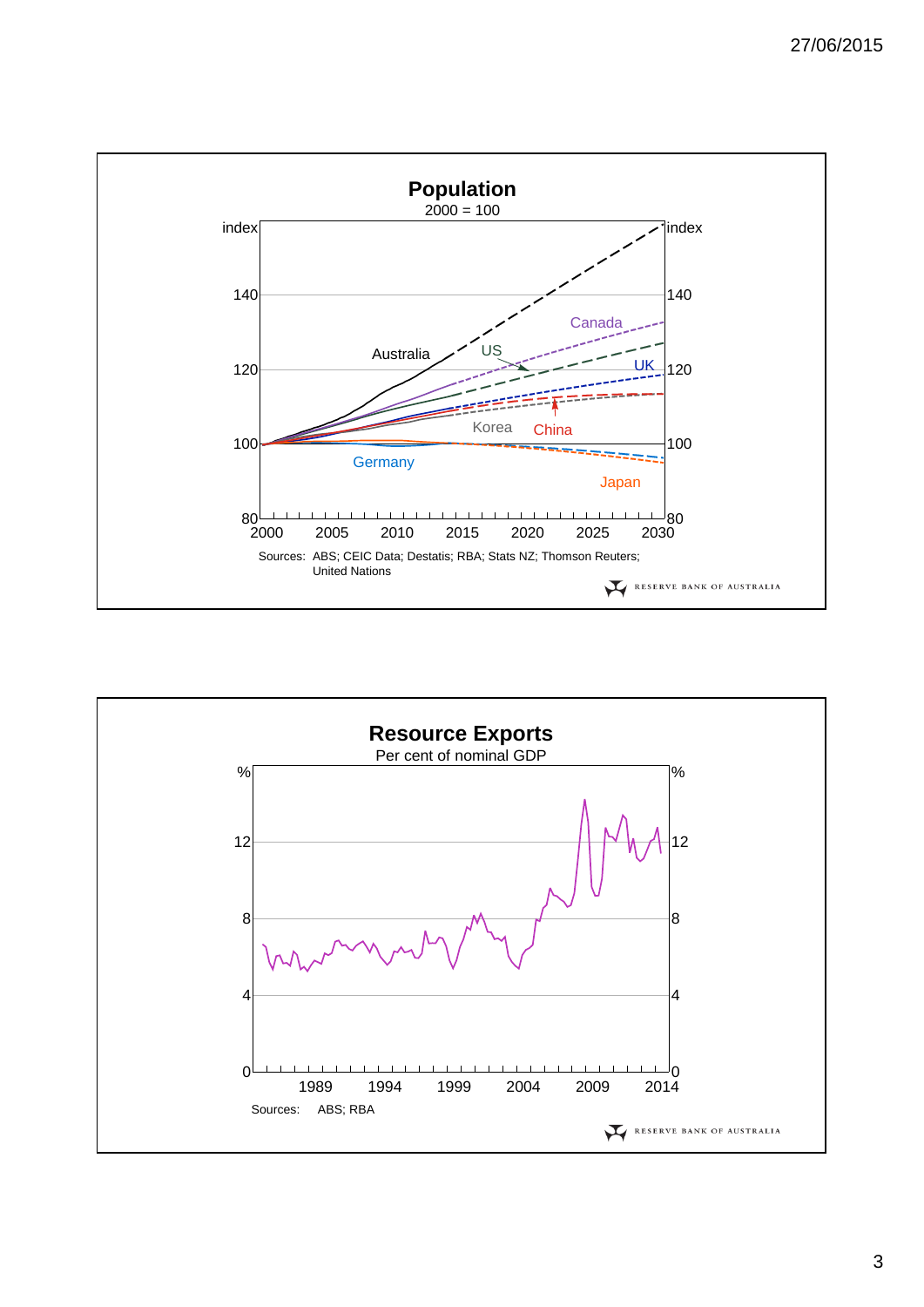## Population

2000 = 100

Sources: ABS; CEIC Data; Destatis; RBA; Stats NZ; Thomson Reuters; United Nations

RESERVE BANK OF AUSTRALIA

## Resource Exports

Per cent of nominal GDP

Sources: ABS; RBA

RESERVE BANK OF AUSTRALIA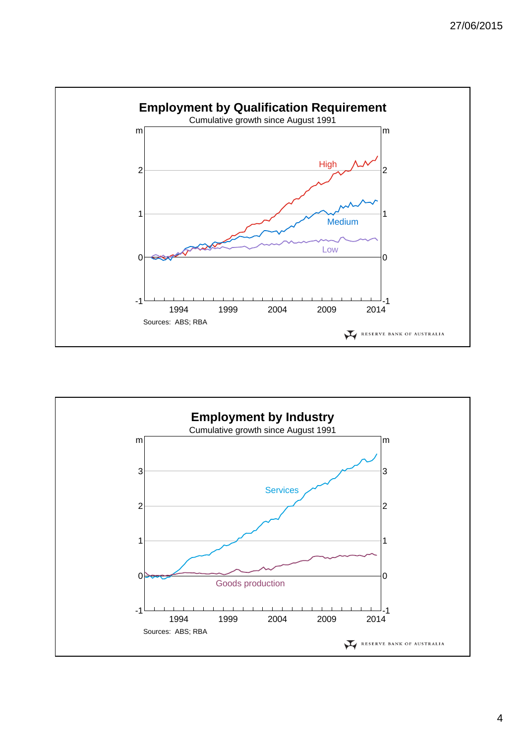## Employment by Qualification Requirement

Cumulative growth since August 1991

Sources: ABS; RBA

RESERVE BANK OF AUSTRALIA

## Employment by Industry

Cumulative growth since August 1991

Sources: ABS; RBA

RESERVE BANK OF AUSTRALIA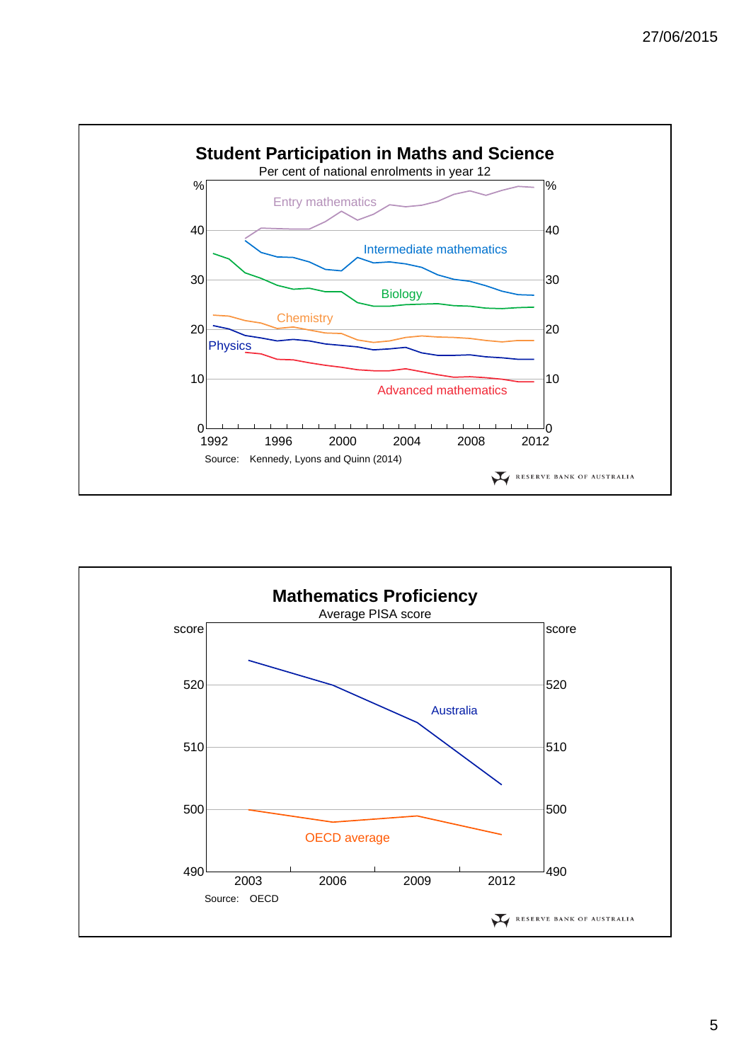## Student Participation in Maths and Science

Per cent of national enrolments in year 12

Entry mathematics

Intermediate mathematics

Biology

Chemistry

Physics

Advanced mathematics

% 0 10 20 30 40

1992 1996 2000 2004 2008 2012

Source: Kennedy, Lyons and Quinn (2014)

RESERVE BANK OF AUSTRALIA

## Mathematics Proficiency

Average PISA score

Australia

OECD average

score 490 500 510 520

2003 2006 2009 2012

Source: OECD

RESERVE BANK OF AUSTRALIA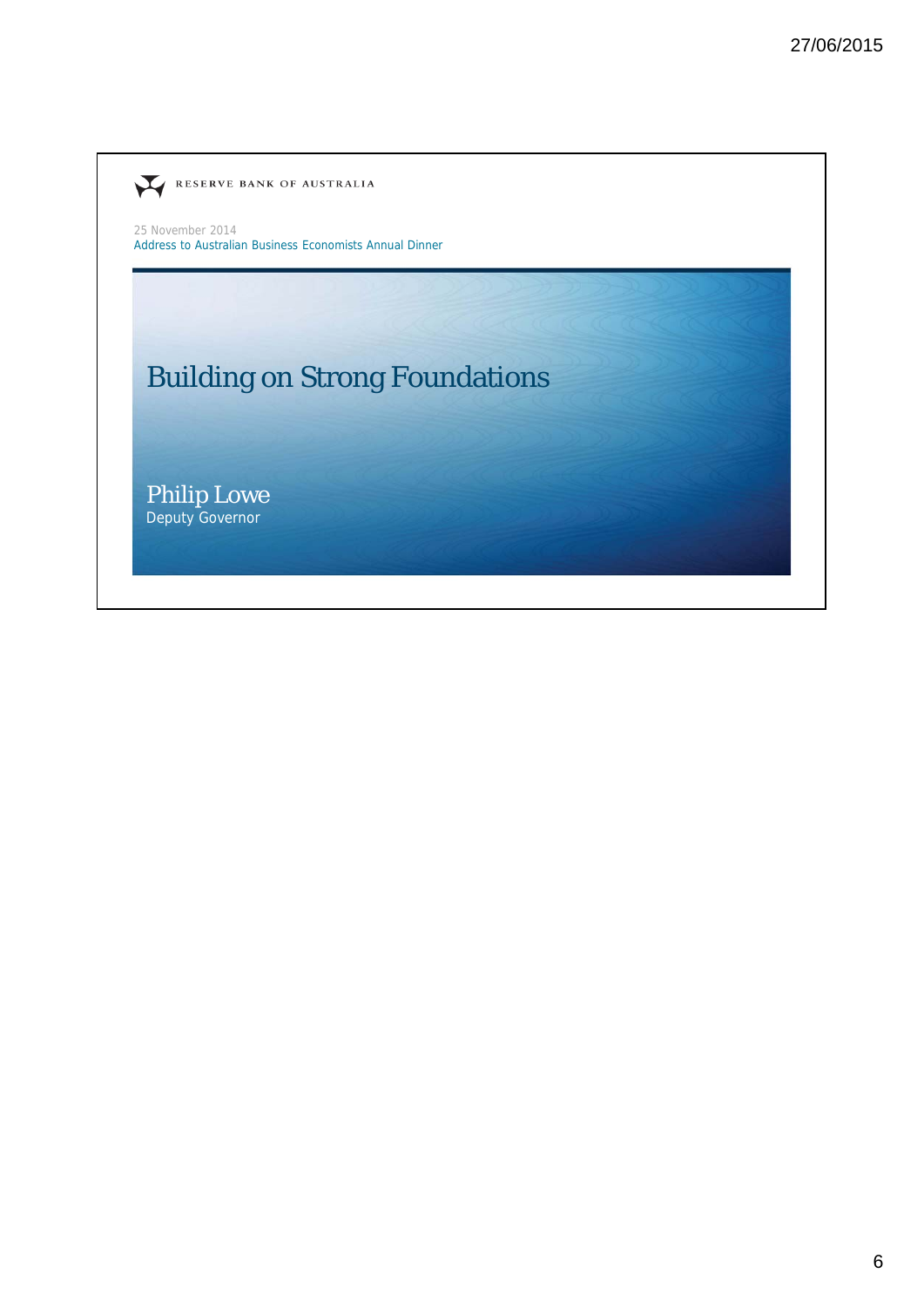RESERVE BANK OF AUSTRALIA

25 November 2014

Address to Australian Business Economists Annual Dinner

# Building on Strong Foundations

Philip Lowe

Deputy Governor